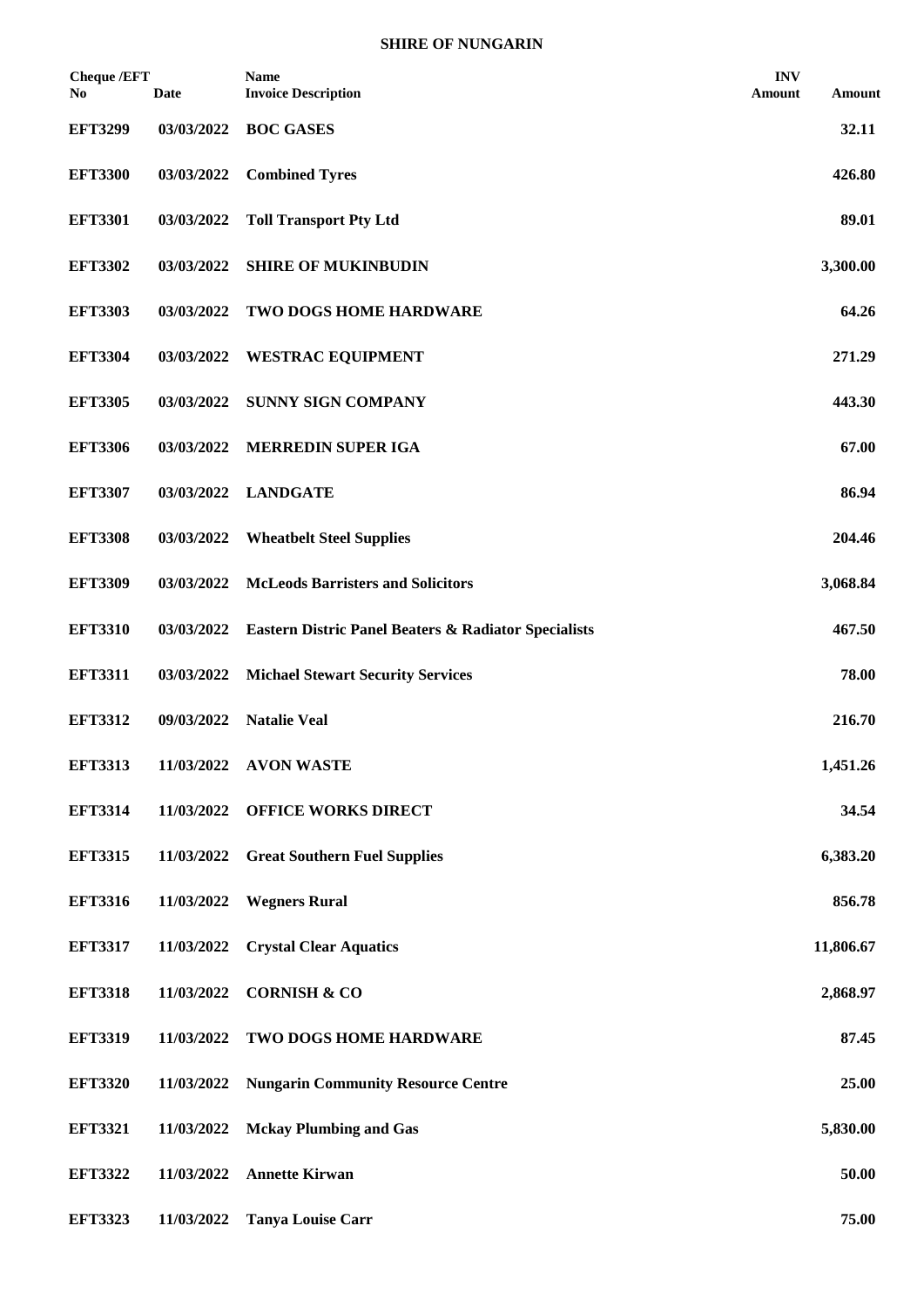**SHIRE OF NUNGARIN**

| Cheque /EFT No | Date | Name Invoice Description | INV Amount | Amount |
|---|---|---|---|---|
| **EFT3299** | **03/03/2022** | **BOC GASES** | | **32.11** |
| **EFT3300** | **03/03/2022** | **Combined Tyres** | | **426.80** |
| **EFT3301** | **03/03/2022** | **Toll Transport Pty Ltd** | | **89.01** |
| **EFT3302** | **03/03/2022** | **SHIRE OF MUKINBUDIN** | | **3,300.00** |
| **EFT3303** | **03/03/2022** | **TWO DOGS HOME HARDWARE** | | **64.26** |
| **EFT3304** | **03/03/2022** | **WESTRAC EQUIPMENT** | | **271.29** |
| **EFT3305** | **03/03/2022** | **SUNNY SIGN COMPANY** | | **443.30** |
| **EFT3306** | **03/03/2022** | **MERREDIN SUPER IGA** | | **67.00** |
| **EFT3307** | **03/03/2022** | **LANDGATE** | | **86.94** |
| **EFT3308** | **03/03/2022** | **Wheatbelt Steel Supplies** | | **204.46** |
| **EFT3309** | **03/03/2022** | **McLeods Barristers and Solicitors** | | **3,068.84** |
| **EFT3310** | **03/03/2022** | **Eastern Distric Panel Beaters & Radiator Specialists** | | **467.50** |
| **EFT3311** | **03/03/2022** | **Michael Stewart Security Services** | | **78.00** |
| **EFT3312** | **09/03/2022** | **Natalie Veal** | | **216.70** |
| **EFT3313** | **11/03/2022** | **AVON WASTE** | | **1,451.26** |
| **EFT3314** | **11/03/2022** | **OFFICE WORKS DIRECT** | | **34.54** |
| **EFT3315** | **11/03/2022** | **Great Southern Fuel Supplies** | | **6,383.20** |
| **EFT3316** | **11/03/2022** | **Wegners Rural** | | **856.78** |
| **EFT3317** | **11/03/2022** | **Crystal Clear Aquatics** | | **11,806.67** |
| **EFT3318** | **11/03/2022** | **CORNISH & CO** | | **2,868.97** |
| **EFT3319** | **11/03/2022** | **TWO DOGS HOME HARDWARE** | | **87.45** |
| **EFT3320** | **11/03/2022** | **Nungarin Community Resource Centre** | | **25.00** |
| **EFT3321** | **11/03/2022** | **Mckay Plumbing and Gas** | | **5,830.00** |
| **EFT3322** | **11/03/2022** | **Annette Kirwan** | | **50.00** |
| **EFT3323** | **11/03/2022** | **Tanya Louise Carr** | | **75.00** |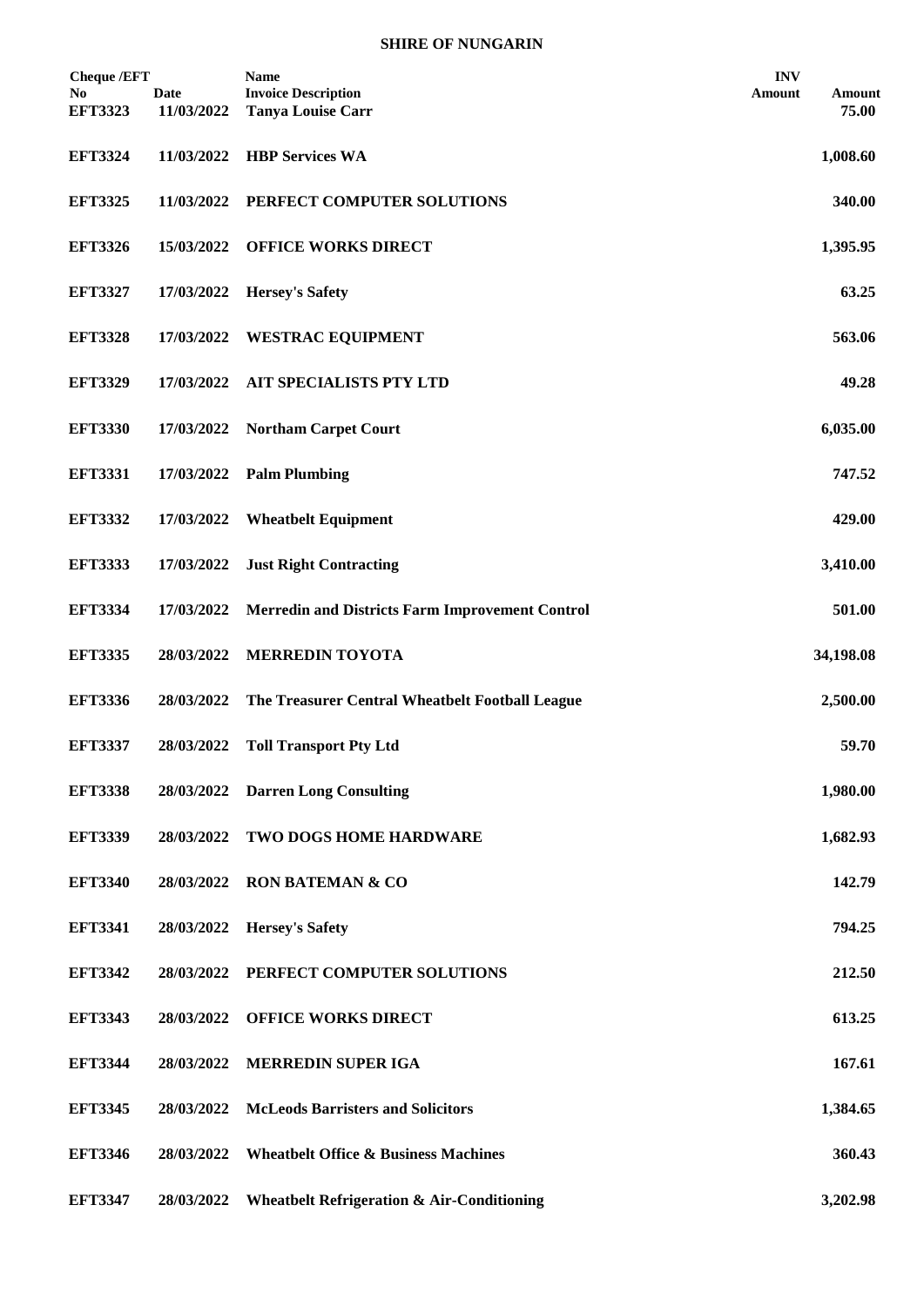**SHIRE OF NUNGARIN**

| Cheque /EFT No | Date | Name<br>Invoice Description | INV Amount | Amount |
|---|---|---|---|---|
| EFT3323 | 11/03/2022 | **Tanya Louise Carr** | | 75.00 |
| EFT3324 | 11/03/2022 | **HBP Services WA** | | 1,008.60 |
| EFT3325 | 11/03/2022 | **PERFECT COMPUTER SOLUTIONS** | | 340.00 |
| EFT3326 | 15/03/2022 | **OFFICE WORKS DIRECT** | | 1,395.95 |
| EFT3327 | 17/03/2022 | **Hersey's Safety** | | 63.25 |
| EFT3328 | 17/03/2022 | **WESTRAC EQUIPMENT** | | 563.06 |
| EFT3329 | 17/03/2022 | **AIT SPECIALISTS PTY LTD** | | 49.28 |
| EFT3330 | 17/03/2022 | **Northam Carpet Court** | | 6,035.00 |
| EFT3331 | 17/03/2022 | **Palm Plumbing** | | 747.52 |
| EFT3332 | 17/03/2022 | **Wheatbelt Equipment** | | 429.00 |
| EFT3333 | 17/03/2022 | **Just Right Contracting** | | 3,410.00 |
| EFT3334 | 17/03/2022 | **Merredin and Districts Farm Improvement Control** | | 501.00 |
| EFT3335 | 28/03/2022 | **MERREDIN TOYOTA** | | 34,198.08 |
| EFT3336 | 28/03/2022 | **The Treasurer Central Wheatbelt Football League** | | 2,500.00 |
| EFT3337 | 28/03/2022 | **Toll Transport Pty Ltd** | | 59.70 |
| EFT3338 | 28/03/2022 | **Darren Long Consulting** | | 1,980.00 |
| EFT3339 | 28/03/2022 | **TWO DOGS HOME HARDWARE** | | 1,682.93 |
| EFT3340 | 28/03/2022 | **RON BATEMAN & CO** | | 142.79 |
| EFT3341 | 28/03/2022 | **Hersey's Safety** | | 794.25 |
| EFT3342 | 28/03/2022 | **PERFECT COMPUTER SOLUTIONS** | | 212.50 |
| EFT3343 | 28/03/2022 | **OFFICE WORKS DIRECT** | | 613.25 |
| EFT3344 | 28/03/2022 | **MERREDIN SUPER IGA** | | 167.61 |
| EFT3345 | 28/03/2022 | **McLeods Barristers and Solicitors** | | 1,384.65 |
| EFT3346 | 28/03/2022 | **Wheatbelt Office & Business Machines** | | 360.43 |
| EFT3347 | 28/03/2022 | **Wheatbelt Refrigeration & Air-Conditioning** | | 3,202.98 |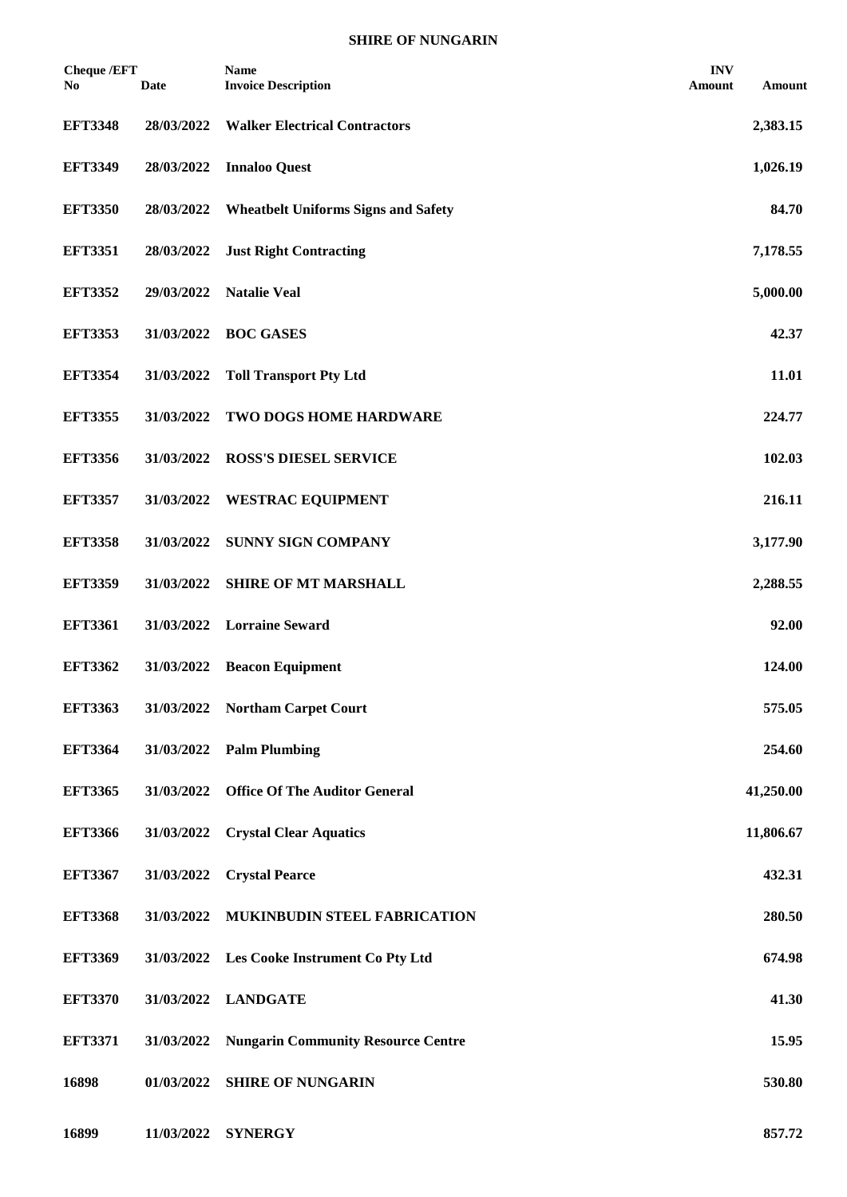**SHIRE OF NUNGARIN**

| Cheque /EFT No | Date | Name<br>Invoice Description | INV Amount | Amount |
|---|---|---|---|---|
| **EFT3348** | **28/03/2022** | **Walker Electrical Contractors** | | **2,383.15** |
| **EFT3349** | **28/03/2022** | **Innaloo Quest** | | **1,026.19** |
| **EFT3350** | **28/03/2022** | **Wheatbelt Uniforms Signs and Safety** | | **84.70** |
| **EFT3351** | **28/03/2022** | **Just Right Contracting** | | **7,178.55** |
| **EFT3352** | **29/03/2022** | **Natalie Veal** | | **5,000.00** |
| **EFT3353** | **31/03/2022** | **BOC GASES** | | **42.37** |
| **EFT3354** | **31/03/2022** | **Toll Transport Pty Ltd** | | **11.01** |
| **EFT3355** | **31/03/2022** | **TWO DOGS HOME HARDWARE** | | **224.77** |
| **EFT3356** | **31/03/2022** | **ROSS'S DIESEL SERVICE** | | **102.03** |
| **EFT3357** | **31/03/2022** | **WESTRAC EQUIPMENT** | | **216.11** |
| **EFT3358** | **31/03/2022** | **SUNNY SIGN COMPANY** | | **3,177.90** |
| **EFT3359** | **31/03/2022** | **SHIRE OF MT MARSHALL** | | **2,288.55** |
| **EFT3361** | **31/03/2022** | **Lorraine Seward** | | **92.00** |
| **EFT3362** | **31/03/2022** | **Beacon Equipment** | | **124.00** |
| **EFT3363** | **31/03/2022** | **Northam Carpet Court** | | **575.05** |
| **EFT3364** | **31/03/2022** | **Palm Plumbing** | | **254.60** |
| **EFT3365** | **31/03/2022** | **Office Of The Auditor General** | | **41,250.00** |
| **EFT3366** | **31/03/2022** | **Crystal Clear Aquatics** | | **11,806.67** |
| **EFT3367** | **31/03/2022** | **Crystal Pearce** | | **432.31** |
| **EFT3368** | **31/03/2022** | **MUKINBUDIN STEEL FABRICATION** | | **280.50** |
| **EFT3369** | **31/03/2022** | **Les Cooke Instrument Co Pty Ltd** | | **674.98** |
| **EFT3370** | **31/03/2022** | **LANDGATE** | | **41.30** |
| **EFT3371** | **31/03/2022** | **Nungarin Community Resource Centre** | | **15.95** |
| **16898** | **01/03/2022** | **SHIRE OF NUNGARIN** | | **530.80** |
| **16899** | **11/03/2022** | **SYNERGY** | | **857.72** |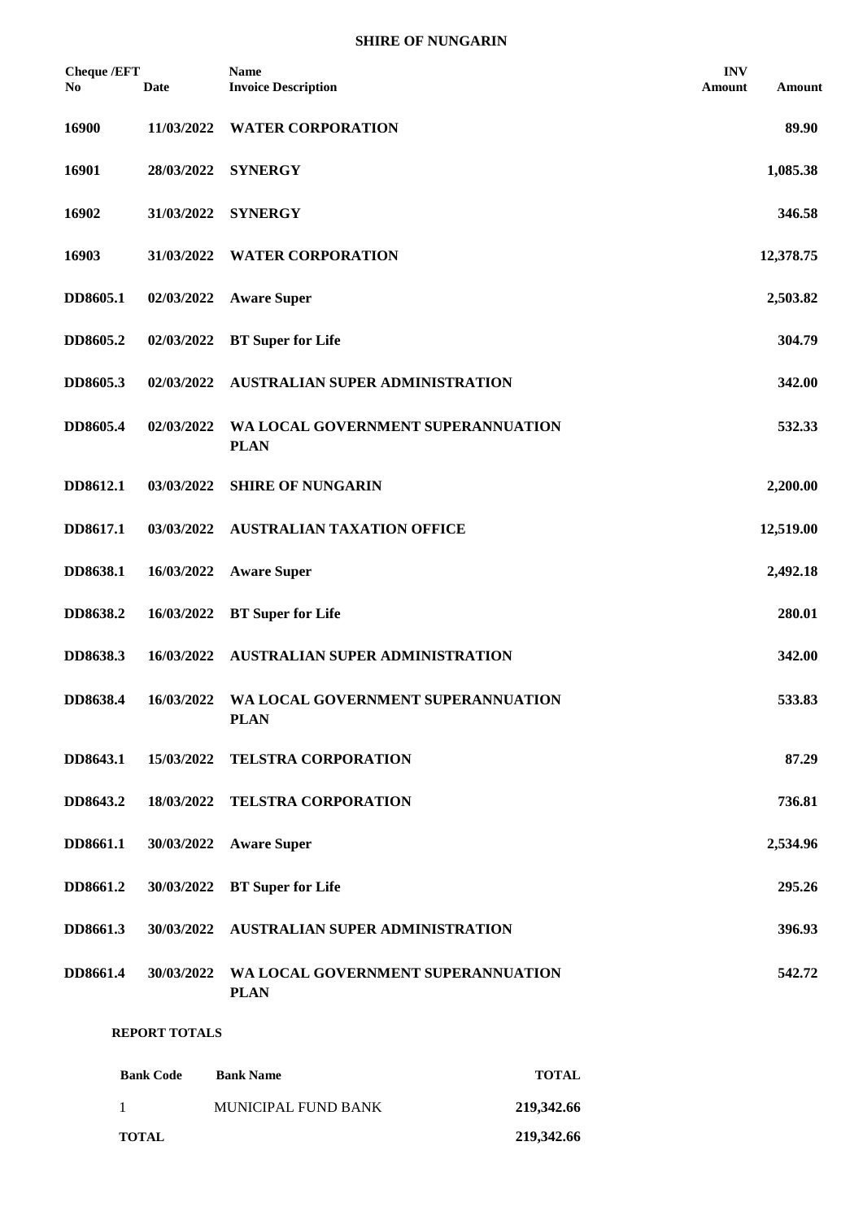**SHIRE OF NUNGARIN**

| Cheque /EFT No | Date | Name Invoice Description | INV Amount | Amount |
|---|---|---|---|---|
| **16900** | **11/03/2022** | **WATER CORPORATION** | | **89.90** |
| **16901** | **28/03/2022** | **SYNERGY** | | **1,085.38** |
| **16902** | **31/03/2022** | **SYNERGY** | | **346.58** |
| **16903** | **31/03/2022** | **WATER CORPORATION** | | **12,378.75** |
| **DD8605.1** | **02/03/2022** | **Aware Super** | | **2,503.82** |
| **DD8605.2** | **02/03/2022** | **BT Super for Life** | | **304.79** |
| **DD8605.3** | **02/03/2022** | **AUSTRALIAN SUPER ADMINISTRATION** | | **342.00** |
| **DD8605.4** | **02/03/2022** | **WA LOCAL GOVERNMENT SUPERANNUATION PLAN** | | **532.33** |
| **DD8612.1** | **03/03/2022** | **SHIRE OF NUNGARIN** | | **2,200.00** |
| **DD8617.1** | **03/03/2022** | **AUSTRALIAN TAXATION OFFICE** | | **12,519.00** |
| **DD8638.1** | **16/03/2022** | **Aware Super** | | **2,492.18** |
| **DD8638.2** | **16/03/2022** | **BT Super for Life** | | **280.01** |
| **DD8638.3** | **16/03/2022** | **AUSTRALIAN SUPER ADMINISTRATION** | | **342.00** |
| **DD8638.4** | **16/03/2022** | **WA LOCAL GOVERNMENT SUPERANNUATION PLAN** | | **533.83** |
| **DD8643.1** | **15/03/2022** | **TELSTRA CORPORATION** | | **87.29** |
| **DD8643.2** | **18/03/2022** | **TELSTRA CORPORATION** | | **736.81** |
| **DD8661.1** | **30/03/2022** | **Aware Super** | | **2,534.96** |
| **DD8661.2** | **30/03/2022** | **BT Super for Life** | | **295.26** |
| **DD8661.3** | **30/03/2022** | **AUSTRALIAN SUPER ADMINISTRATION** | | **396.93** |
| **DD8661.4** | **30/03/2022** | **WA LOCAL GOVERNMENT SUPERANNUATION PLAN** | | **542.72** |

**REPORT TOTALS**

| Bank Code | Bank Name | TOTAL |
|---|---|---|
| 1 | MUNICIPAL FUND BANK | **219,342.66** |
| **TOTAL** | | **219,342.66** |